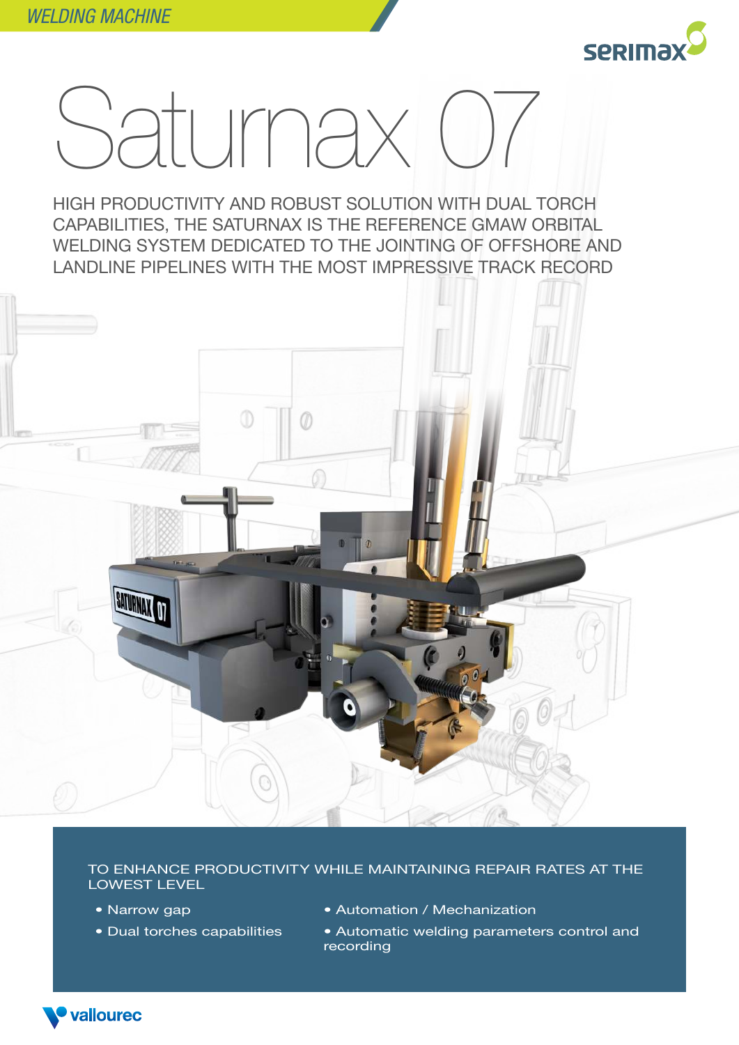*WELDING MACHINE*

serimax

# Saturnax 07

HIGH PRODUCTIVITY AND ROBUST SOLUTION WITH DUAL TORCH CAPABILITIES, THE SATURNAX IS THE REFERENCE GMAW ORBITAL WELDING SYSTEM DEDICATED TO THE JOINTING OF OFFSHORE AND LANDLINE PIPELINES WITH THE MOST IMPRESSIVE TRACK RECORD

TO ENHANCE PRODUCTIVITY WHILE MAINTAINING REPAIR RATES AT THE LOWEST LEVEL

- Narrow gap
- Dual torches capabilities
- Automation / Mechanization
- Automatic welding parameters control and recording

vallourec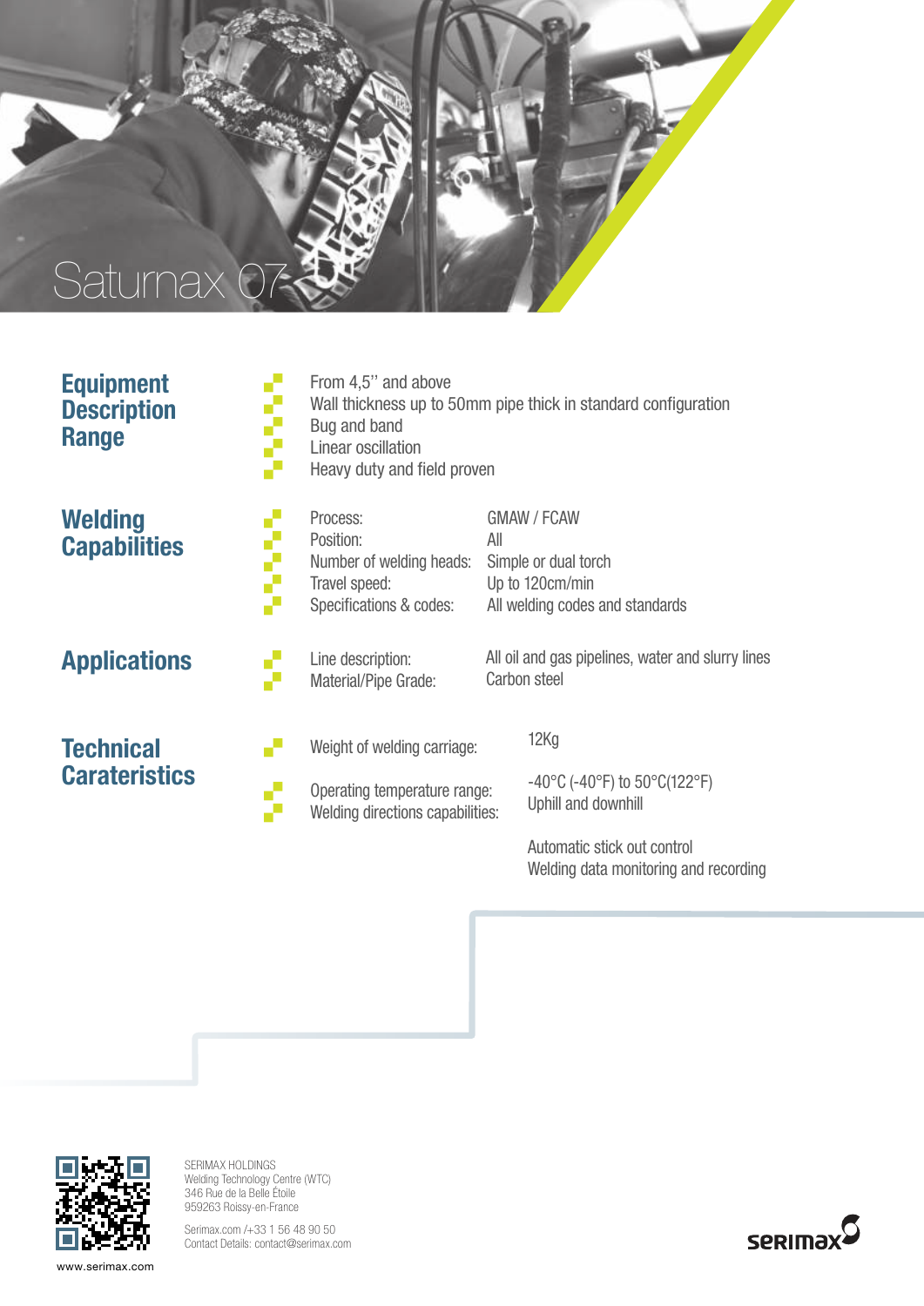# Saturnax 07

## Equipment Description Range

- From 4,5'' and above
- Wall thickness up to 50mm pipe thick in standard configuration
- Bug and band
- Linear oscillation
- Heavy duty and field proven

## Welding Capabilities

| | |
|---|---|
| Process: | GMAW / FCAW |
| Position: | All |
| Number of welding heads: | Simple or dual torch |
| Travel speed: | Up to 120cm/min |
| Specifications & codes: | All welding codes and standards |

## Applications

| | |
|---|---|
| Line description: | All oil and gas pipelines, water and slurry lines |
| Material/Pipe Grade: | Carbon steel |

## Technical Carateristics

| | |
|---|---|
| Weight of welding carriage: | 12Kg |
| Operating temperature range: | -40°C (-40°F) to 50°C(122°F) |
| Welding directions capabilities: | Uphill and downhill |
| | Automatic stick out control |
| | Welding data monitoring and recording |

SERIMAX HOLDINGS
Welding Technology Centre (WTC)
346 Rue de la Belle Étoile
959263 Roissy-en-France

Serimax.com /+33 1 56 48 90 50
Contact Details: contact@serimax.com

www.serimax.com